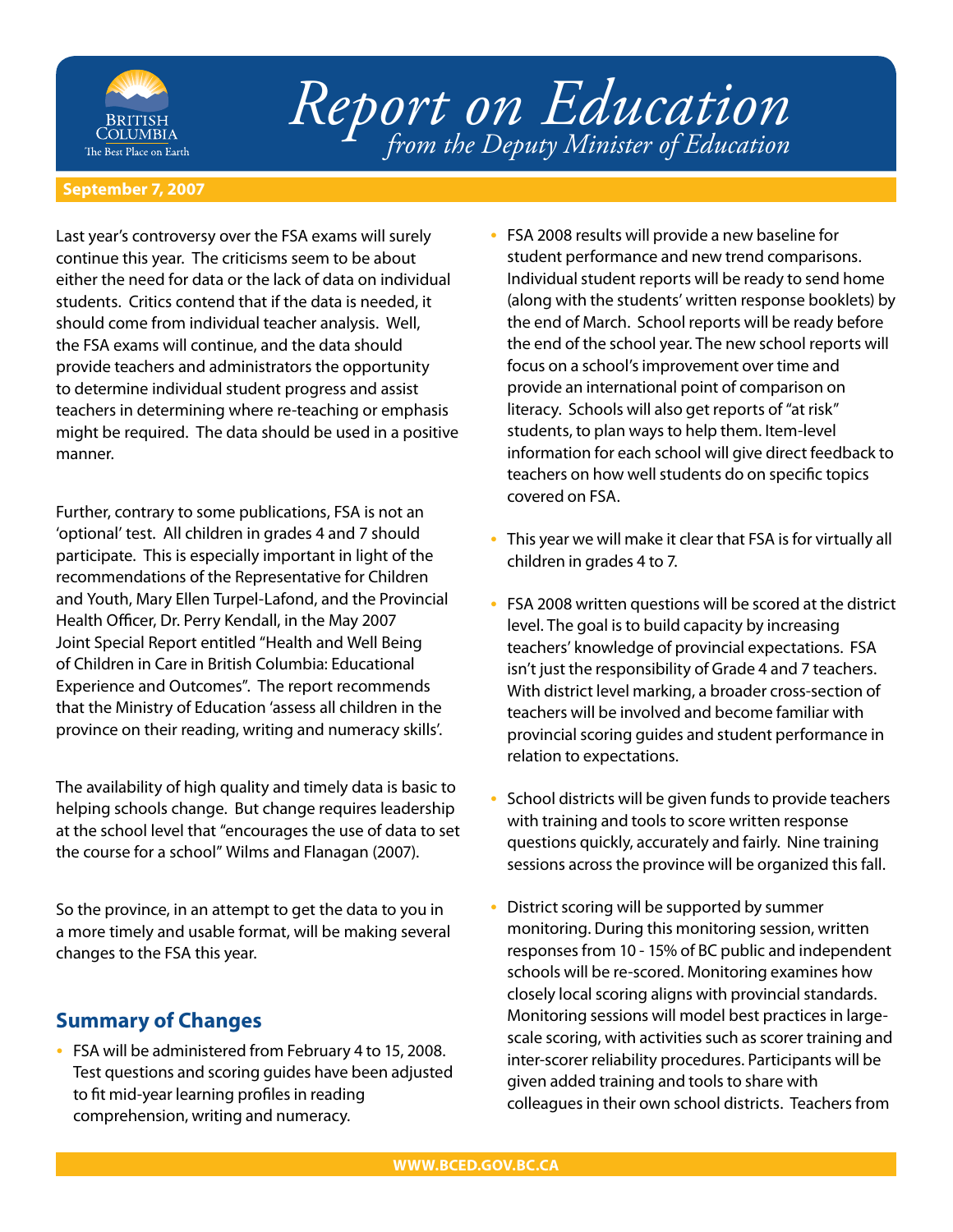# Report on Education

*from the Deputy Minister of Education*

**September 7, 2007**

Last year's controversy over the FSA exams will surely continue this year. The criticisms seem to be about either the need for data or the lack of data on individual students. Critics contend that if the data is needed, it should come from individual teacher analysis. Well, the FSA exams will continue, and the data should provide teachers and administrators the opportunity to determine individual student progress and assist teachers in determining where re-teaching or emphasis might be required. The data should be used in a positive manner.

Further, contrary to some publications, FSA is not an 'optional' test. All children in grades 4 and 7 should participate. This is especially important in light of the recommendations of the Representative for Children and Youth, Mary Ellen Turpel-Lafond, and the Provincial Health Officer, Dr. Perry Kendall, in the May 2007 Joint Special Report entitled "Health and Well Being of Children in Care in British Columbia: Educational Experience and Outcomes". The report recommends that the Ministry of Education 'assess all children in the province on their reading, writing and numeracy skills'.

The availability of high quality and timely data is basic to helping schools change. But change requires leadership at the school level that "encourages the use of data to set the course for a school" Wilms and Flanagan (2007).

So the province, in an attempt to get the data to you in a more timely and usable format, will be making several changes to the FSA this year.

## Summary of Changes

- FSA will be administered from February 4 to 15, 2008. Test questions and scoring guides have been adjusted to fit mid-year learning profiles in reading comprehension, writing and numeracy.
- FSA 2008 results will provide a new baseline for student performance and new trend comparisons. Individual student reports will be ready to send home (along with the students' written response booklets) by the end of March. School reports will be ready before the end of the school year. The new school reports will focus on a school's improvement over time and provide an international point of comparison on literacy. Schools will also get reports of "at risk" students, to plan ways to help them. Item-level information for each school will give direct feedback to teachers on how well students do on specific topics covered on FSA.
- This year we will make it clear that FSA is for virtually all children in grades 4 to 7.
- FSA 2008 written questions will be scored at the district level. The goal is to build capacity by increasing teachers' knowledge of provincial expectations. FSA isn't just the responsibility of Grade 4 and 7 teachers. With district level marking, a broader cross-section of teachers will be involved and become familiar with provincial scoring guides and student performance in relation to expectations.
- School districts will be given funds to provide teachers with training and tools to score written response questions quickly, accurately and fairly. Nine training sessions across the province will be organized this fall.
- District scoring will be supported by summer monitoring. During this monitoring session, written responses from 10 - 15% of BC public and independent schools will be re-scored. Monitoring examines how closely local scoring aligns with provincial standards. Monitoring sessions will model best practices in large-scale scoring, with activities such as scorer training and inter-scorer reliability procedures. Participants will be given added training and tools to share with colleagues in their own school districts. Teachers from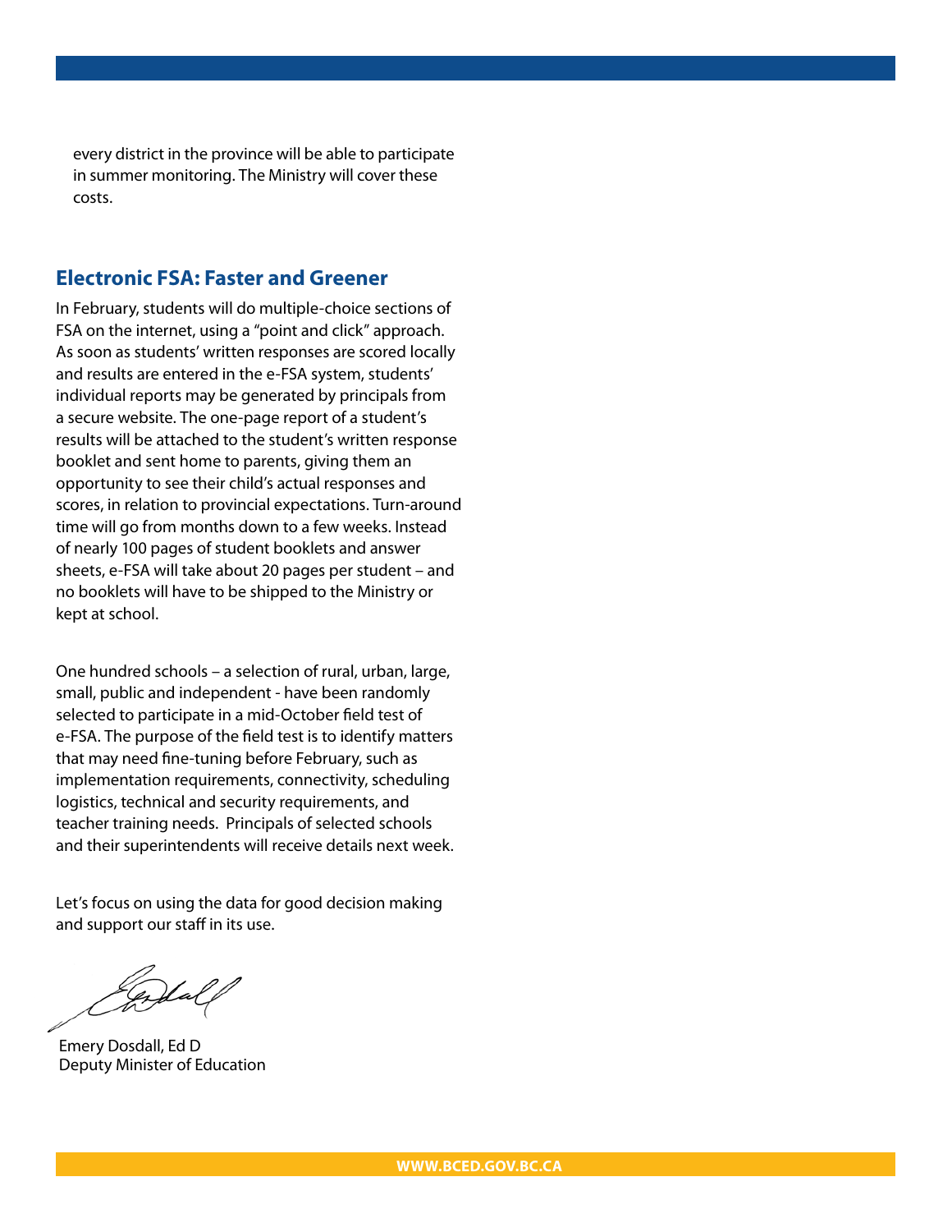every district in the province will be able to participate in summer monitoring. The Ministry will cover these costs.

## Electronic FSA: Faster and Greener

In February, students will do multiple-choice sections of FSA on the internet, using a "point and click" approach. As soon as students' written responses are scored locally and results are entered in the e-FSA system, students' individual reports may be generated by principals from a secure website. The one-page report of a student's results will be attached to the student's written response booklet and sent home to parents, giving them an opportunity to see their child's actual responses and scores, in relation to provincial expectations. Turn-around time will go from months down to a few weeks. Instead of nearly 100 pages of student booklets and answer sheets, e-FSA will take about 20 pages per student – and no booklets will have to be shipped to the Ministry or kept at school.

One hundred schools – a selection of rural, urban, large, small, public and independent - have been randomly selected to participate in a mid-October field test of e-FSA. The purpose of the field test is to identify matters that may need fine-tuning before February, such as implementation requirements, connectivity, scheduling logistics, technical and security requirements, and teacher training needs. Principals of selected schools and their superintendents will receive details next week.

Let's focus on using the data for good decision making and support our staff in its use.

Emery Dosdall, Ed D
Deputy Minister of Education

WWW.BCED.GOV.BC.CA